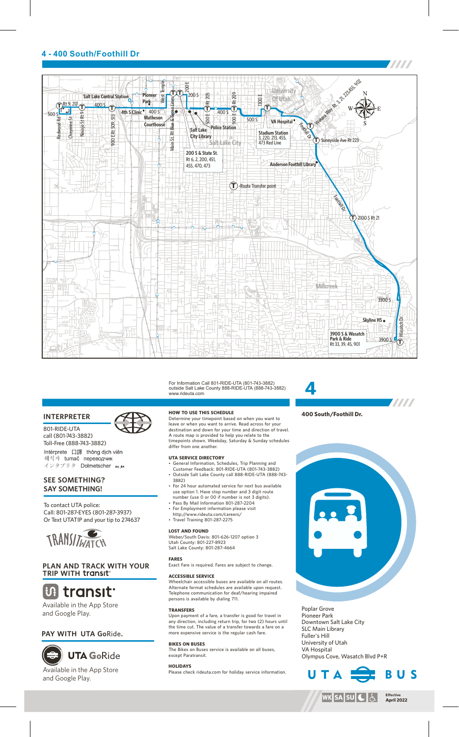## 4 - 400 South/Foothill Dr

For Information Call 801-RIDE-UTA (801-743-3882) outside Salt Lake County 888-RIDE-UTA (888-743-3882) www.rideuta.com

### INTERPRETER

801-RIDE-UTA
call (801-743-3882)
Toll-Free (888-743-3882)

Intérprete 口譯 thông dịch viên
해석자 tumač переводчик
インタプリタ Dolmetscher مترجم

### SEE SOMETHING? SAY SOMETHING!

To contact UTA police:
Call: 801-287-EYES (801-287-3937)
Or Text UTATIP and your tip to 274637

TRANSITWATCH

### PLAN AND TRACK WITH YOUR TRIP WITH transit

transit
Available in the App Store and Google Play.

### PAY WITH UTA GoRide.

UTA GoRide
Available in the App Store and Google Play.

### HOW TO USE THIS SCHEDULE

Determine your timepoint based on when you want to leave or when you want to arrive. Read across for your destination and down for your time and direction of travel. A route map is provided to help you relate to the timepoints shown. Weekday, Saturday & Sunday schedules differ from one another.

### UTA SERVICE DIRECTORY

- General Information, Schedules, Trip Planning and Customer Feedback: 801-RIDE-UTA (801-743-3882)
- Outside Salt Lake County call 888-RIDE-UTA (888-743-3882)
- For 24 hour automated service for next bus available use option 1. Have stop number and 3 digit route number (use 0 or 00 if number is not 3 digits).
- Pass By Mail Information 801-287-2204
- For Employment information please visit http://www.rideuta.com/careers/
- Travel Training 801-287-2275

### LOST AND FOUND

Weber/South Davis: 801-626-1207 option 3
Utah County: 801-227-8923
Salt Lake County: 801-287-4664

### FARES

Exact Fare is required. Fares are subject to change.

### ACCESSIBLE SERVICE

Wheelchair accessible buses are available on all routes. Alternate format schedules are available upon request. Telephone communication for deaf/hearing impaired persons is available by dialing 711.

### TRANSFERS

Upon payment of a fare, a transfer is good for travel in any direction, including return trip, for two (2) hours until the time cut. The value of a transfer towards a fare on a more expensive service is the regular cash fare.

### BIKES ON BUSES

The Bikes on Buses service is available on all buses, except Paratransit.

### HOLIDAYS

Please check rideuta.com for holiday service information.

# 4

### 400 South/Foothill Dr.

Poplar Grove
Pioneer Park
Downtown Salt Lake City
SLC Main Library
Fuller's Hill
University of Utah
VA Hospital
Olympus Cove, Wasatch Blvd P+R

UTA BUS

WK SA SU

Effective April 2022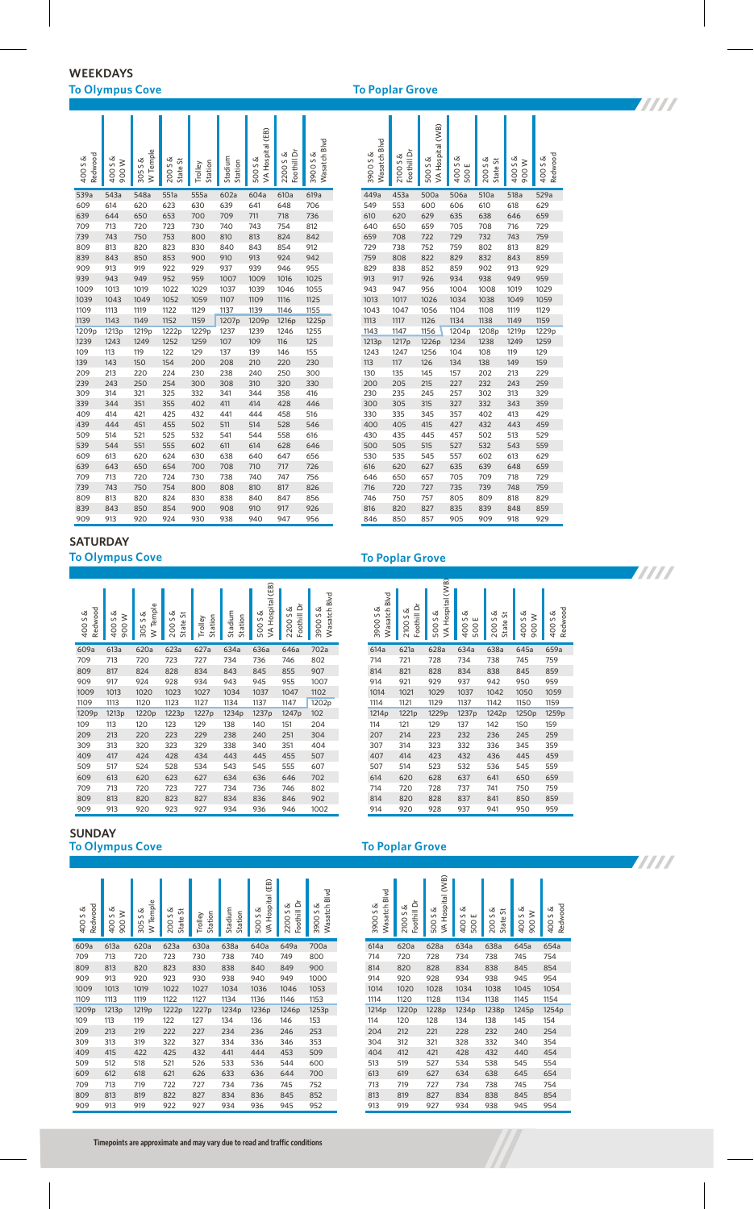## WEEKDAYS

### To Olympus Cove

| 400 S & Redwood | 400 S & 900 W | 305 S & W Temple | 200 S & State St | Trolley Station | Stadium Station | 500 S & VA Hospital (EB) | 2200 S & Foothill Dr | 3900 S & Wasatch Blvd |
|---|---|---|---|---|---|---|---|---|
| 539a | 543a | 548a | 551a | 555a | 602a | 604a | 610a | 619a |
| 609 | 614 | 620 | 623 | 630 | 639 | 641 | 648 | 706 |
| 639 | 644 | 650 | 653 | 700 | 709 | 711 | 718 | 736 |
| 709 | 713 | 720 | 723 | 730 | 740 | 743 | 754 | 812 |
| 739 | 743 | 750 | 753 | 800 | 810 | 813 | 824 | 842 |
| 809 | 813 | 820 | 823 | 830 | 840 | 843 | 854 | 912 |
| 839 | 843 | 850 | 853 | 900 | 910 | 913 | 924 | 942 |
| 909 | 913 | 919 | 922 | 929 | 937 | 939 | 946 | 955 |
| 939 | 943 | 949 | 952 | 959 | 1007 | 1009 | 1016 | 1025 |
| 1009 | 1013 | 1019 | 1022 | 1029 | 1037 | 1039 | 1046 | 1055 |
| 1039 | 1043 | 1049 | 1052 | 1059 | 1107 | 1109 | 1116 | 1125 |
| 1109 | 1113 | 1119 | 1122 | 1129 | 1137 | 1139 | 1146 | 1155 |
| 1139 | 1143 | 1149 | 1152 | 1159 | 1207p | 1209p | 1216p | 1225p |
| 1209p | 1213p | 1219p | 1222p | 1229p | 1237 | 1239 | 1246 | 1255 |
| 1239 | 1243 | 1249 | 1252 | 1259 | 107 | 109 | 116 | 125 |
| 109 | 113 | 119 | 122 | 129 | 137 | 139 | 146 | 155 |
| 139 | 143 | 150 | 154 | 200 | 208 | 210 | 220 | 230 |
| 209 | 213 | 220 | 224 | 230 | 238 | 240 | 250 | 300 |
| 239 | 243 | 250 | 254 | 300 | 308 | 310 | 320 | 330 |
| 309 | 314 | 321 | 325 | 332 | 341 | 344 | 358 | 416 |
| 339 | 344 | 351 | 355 | 402 | 411 | 414 | 428 | 446 |
| 409 | 414 | 421 | 425 | 432 | 441 | 444 | 458 | 516 |
| 439 | 444 | 451 | 455 | 502 | 511 | 514 | 528 | 546 |
| 509 | 514 | 521 | 525 | 532 | 541 | 544 | 558 | 616 |
| 539 | 544 | 551 | 555 | 602 | 611 | 614 | 628 | 646 |
| 609 | 613 | 620 | 624 | 630 | 638 | 640 | 647 | 656 |
| 639 | 643 | 650 | 654 | 700 | 708 | 710 | 717 | 726 |
| 709 | 713 | 720 | 724 | 730 | 738 | 740 | 747 | 756 |
| 739 | 743 | 750 | 754 | 800 | 808 | 810 | 817 | 826 |
| 809 | 813 | 820 | 824 | 830 | 838 | 840 | 847 | 856 |
| 839 | 843 | 850 | 854 | 900 | 908 | 910 | 917 | 926 |
| 909 | 913 | 920 | 924 | 930 | 938 | 940 | 947 | 956 |

### To Poplar Grove

| 3900 S & Wasatch Blvd | 2100 S & Foothill Dr | 500 S & VA Hospital (WB) | 400 S & 500 E | 200 S & State St | 400 S & 900 W | 400 S & Redwood |
|---|---|---|---|---|---|---|
| 449a | 453a | 500a | 506a | 510a | 518a | 529a |
| 549 | 553 | 600 | 606 | 610 | 618 | 629 |
| 610 | 620 | 629 | 635 | 638 | 646 | 659 |
| 640 | 650 | 659 | 705 | 708 | 716 | 729 |
| 659 | 708 | 722 | 729 | 732 | 743 | 759 |
| 729 | 738 | 752 | 759 | 802 | 813 | 829 |
| 759 | 808 | 822 | 829 | 832 | 843 | 859 |
| 829 | 838 | 852 | 859 | 902 | 913 | 929 |
| 913 | 917 | 926 | 934 | 938 | 949 | 959 |
| 943 | 947 | 956 | 1004 | 1008 | 1019 | 1029 |
| 1013 | 1017 | 1026 | 1034 | 1038 | 1049 | 1059 |
| 1043 | 1047 | 1056 | 1104 | 1108 | 1119 | 1129 |
| 1113 | 1117 | 1126 | 1134 | 1138 | 1149 | 1159 |
| 1143 | 1147 | 1156 | 1204p | 1208p | 1219p | 1229p |
| 1213p | 1217p | 1226p | 1234 | 1238 | 1249 | 1259 |
| 1243 | 1247 | 1256 | 104 | 108 | 119 | 129 |
| 113 | 117 | 126 | 134 | 138 | 149 | 159 |
| 130 | 135 | 145 | 157 | 202 | 213 | 229 |
| 200 | 205 | 215 | 227 | 232 | 243 | 259 |
| 230 | 235 | 245 | 257 | 302 | 313 | 329 |
| 300 | 305 | 315 | 327 | 332 | 343 | 359 |
| 330 | 335 | 345 | 357 | 402 | 413 | 429 |
| 400 | 405 | 415 | 427 | 432 | 443 | 459 |
| 430 | 435 | 445 | 457 | 502 | 513 | 529 |
| 500 | 505 | 515 | 527 | 532 | 543 | 559 |
| 530 | 535 | 545 | 557 | 602 | 613 | 629 |
| 616 | 620 | 627 | 635 | 639 | 648 | 659 |
| 646 | 650 | 657 | 705 | 709 | 718 | 729 |
| 716 | 720 | 727 | 735 | 739 | 748 | 759 |
| 746 | 750 | 757 | 805 | 809 | 818 | 829 |
| 816 | 820 | 827 | 835 | 839 | 848 | 859 |
| 846 | 850 | 857 | 905 | 909 | 918 | 929 |

## SATURDAY

### To Olympus Cove

| 400 S & Redwood | 400 S & 900 W | 305 S & W Temple | 200 S & State St | Trolley Station | Stadium Station | 500 S & VA Hospital (EB) | 2200 S & Foothill Dr | 3900 S & Wasatch Blvd |
|---|---|---|---|---|---|---|---|---|
| 609a | 613a | 620a | 623a | 627a | 634a | 636a | 646a | 702a |
| 709 | 713 | 720 | 723 | 727 | 734 | 736 | 746 | 802 |
| 809 | 817 | 824 | 828 | 834 | 843 | 845 | 855 | 907 |
| 909 | 917 | 924 | 928 | 934 | 943 | 945 | 955 | 1007 |
| 1009 | 1013 | 1020 | 1023 | 1027 | 1034 | 1037 | 1047 | 1102 |
| 1109 | 1113 | 1120 | 1123 | 1127 | 1134 | 1137 | 1147 | 1202p |
| 1209p | 1213p | 1220p | 1223p | 1227p | 1234p | 1237p | 1247p | 102 |
| 109 | 113 | 120 | 123 | 129 | 138 | 140 | 151 | 204 |
| 209 | 213 | 220 | 223 | 229 | 238 | 240 | 251 | 304 |
| 309 | 313 | 320 | 323 | 329 | 338 | 340 | 351 | 404 |
| 409 | 417 | 424 | 428 | 434 | 443 | 445 | 455 | 507 |
| 509 | 517 | 524 | 528 | 534 | 543 | 545 | 555 | 607 |
| 609 | 613 | 620 | 623 | 627 | 634 | 636 | 646 | 702 |
| 709 | 713 | 720 | 723 | 727 | 734 | 736 | 746 | 802 |
| 809 | 813 | 820 | 823 | 827 | 834 | 836 | 846 | 902 |
| 909 | 913 | 920 | 923 | 927 | 934 | 936 | 946 | 1002 |

### To Poplar Grove

| 3900 S & Wasatch Blvd | 2100 S & Foothill Dr | 500 S & VA Hospital (WB) | 400 S & 500 E | 200 S & State St | 400 S & 900 W | 400 S & Redwood |
|---|---|---|---|---|---|---|
| 614a | 621a | 628a | 634a | 638a | 645a | 659a |
| 714 | 721 | 728 | 734 | 738 | 745 | 759 |
| 814 | 821 | 828 | 834 | 838 | 845 | 859 |
| 914 | 921 | 929 | 937 | 942 | 950 | 959 |
| 1014 | 1021 | 1029 | 1037 | 1042 | 1050 | 1059 |
| 1114 | 1121 | 1129 | 1137 | 1142 | 1150 | 1159 |
| 1214p | 1221p | 1229p | 1237p | 1242p | 1250p | 1259p |
| 114 | 121 | 129 | 137 | 142 | 150 | 159 |
| 207 | 214 | 223 | 232 | 236 | 245 | 259 |
| 307 | 314 | 323 | 332 | 336 | 345 | 359 |
| 407 | 414 | 423 | 432 | 436 | 445 | 459 |
| 507 | 514 | 523 | 532 | 536 | 545 | 559 |
| 614 | 620 | 628 | 637 | 641 | 650 | 659 |
| 714 | 720 | 728 | 737 | 741 | 750 | 759 |
| 814 | 820 | 828 | 837 | 841 | 850 | 859 |
| 914 | 920 | 928 | 937 | 941 | 950 | 959 |

## SUNDAY

### To Olympus Cove

| 400 S & Redwood | 400 S & 900 W | 305 S & W Temple | 200 S & State St | Trolley Station | Stadium Station | 500 S & VA Hospital (EB) | 2200 S & Foothill Dr | 3900 S & Wasatch Blvd |
|---|---|---|---|---|---|---|---|---|
| 609a | 613a | 620a | 623a | 630a | 638a | 640a | 649a | 700a |
| 709 | 713 | 720 | 723 | 730 | 738 | 740 | 749 | 800 |
| 809 | 813 | 820 | 823 | 830 | 838 | 840 | 849 | 900 |
| 909 | 913 | 920 | 923 | 930 | 938 | 940 | 949 | 1000 |
| 1009 | 1013 | 1019 | 1022 | 1027 | 1034 | 1036 | 1046 | 1053 |
| 1109 | 1113 | 1119 | 1122 | 1127 | 1134 | 1136 | 1146 | 1153 |
| 1209p | 1213p | 1219p | 1222p | 1227p | 1234p | 1236p | 1246p | 1253p |
| 109 | 113 | 119 | 122 | 127 | 134 | 136 | 146 | 153 |
| 209 | 213 | 219 | 222 | 227 | 234 | 236 | 246 | 253 |
| 309 | 313 | 319 | 322 | 327 | 334 | 336 | 346 | 353 |
| 409 | 415 | 422 | 425 | 432 | 441 | 444 | 453 | 509 |
| 509 | 512 | 518 | 521 | 526 | 533 | 536 | 544 | 600 |
| 609 | 612 | 618 | 621 | 626 | 633 | 636 | 644 | 700 |
| 709 | 713 | 719 | 722 | 727 | 734 | 736 | 745 | 752 |
| 809 | 813 | 819 | 822 | 827 | 834 | 836 | 845 | 852 |
| 909 | 913 | 919 | 922 | 927 | 934 | 936 | 945 | 952 |

### To Poplar Grove

| 3900 S & Wasatch Blvd | 2100 S & Foothill Dr | 500 S & VA Hospital (WB) | 400 S & 500 E | 200 S & State St | 400 S & 900 W | 400 S & Redwood |
|---|---|---|---|---|---|---|
| 614a | 620a | 628a | 634a | 638a | 645a | 654a |
| 714 | 720 | 728 | 734 | 738 | 745 | 754 |
| 814 | 820 | 828 | 834 | 838 | 845 | 854 |
| 914 | 920 | 928 | 934 | 938 | 945 | 954 |
| 1014 | 1020 | 1028 | 1034 | 1038 | 1045 | 1054 |
| 1114 | 1120 | 1128 | 1134 | 1138 | 1145 | 1154 |
| 1214p | 1220p | 1228p | 1234p | 1238p | 1245p | 1254p |
| 114 | 120 | 128 | 134 | 138 | 145 | 154 |
| 204 | 212 | 221 | 228 | 232 | 240 | 254 |
| 304 | 312 | 321 | 328 | 332 | 340 | 354 |
| 404 | 412 | 421 | 428 | 432 | 440 | 454 |
| 513 | 519 | 527 | 534 | 538 | 545 | 554 |
| 613 | 619 | 627 | 634 | 638 | 645 | 654 |
| 713 | 719 | 727 | 734 | 738 | 745 | 754 |
| 813 | 819 | 827 | 834 | 838 | 845 | 854 |
| 913 | 919 | 927 | 934 | 938 | 945 | 954 |

**Timepoints are approximate and may vary due to road and traffic conditions**